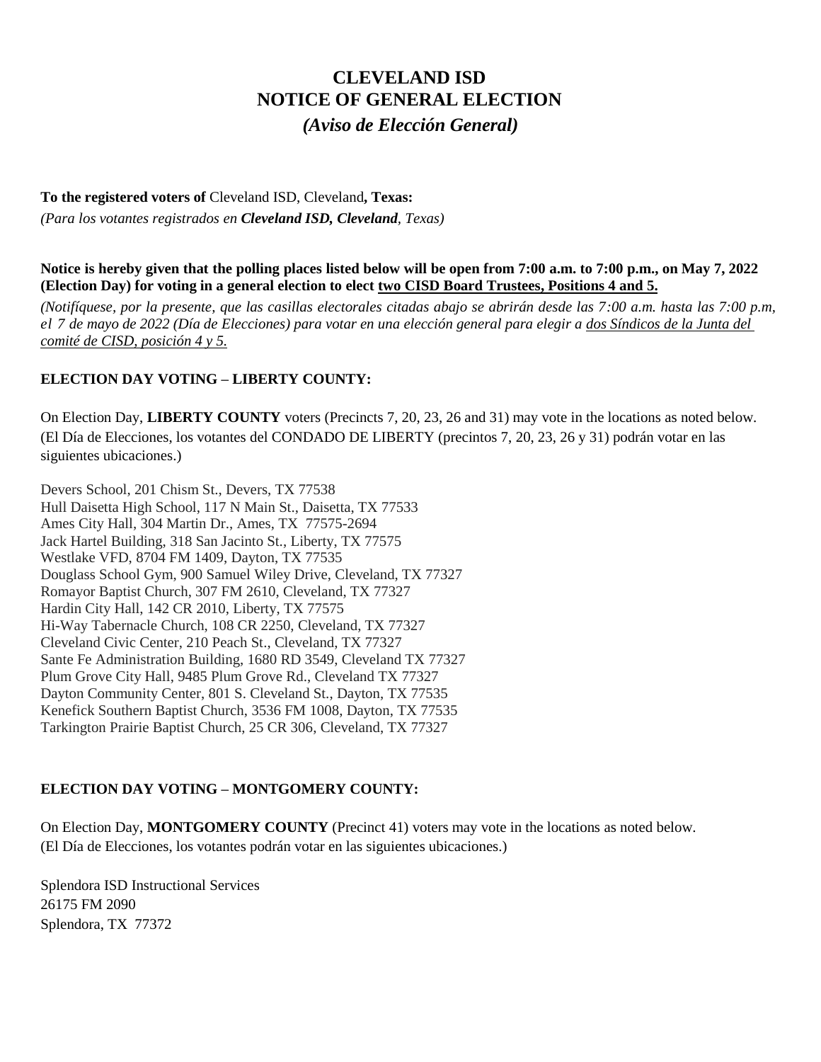# CLEVELAND ISD
# NOTICE OF GENERAL ELECTION
## *(Aviso de Elección General)*

**To the registered voters of** Cleveland ISD, Cleveland**, Texas:**
*(Para los votantes registrados en **Cleveland ISD, Cleveland**, Texas)*

**Notice is hereby given that the polling places listed below will be open from 7:00 a.m. to 7:00 p.m., on May 7, 2022 (Election Day) for voting in a general election to elect <u>two CISD Board Trustees, Positions 4 and 5.</u>**

*(Notifíquese, por la presente, que las casillas electorales citadas abajo se abrirán desde las 7:00 a.m. hasta las 7:00 p.m, el 7 de mayo de 2022 (Día de Elecciones) para votar en una elección general para elegir a <u>dos Síndicos de la Junta del comité de CISD, posición 4 y 5.</u>*

**ELECTION DAY VOTING – LIBERTY COUNTY:**

On Election Day, **LIBERTY COUNTY** voters (Precincts 7, 20, 23, 26 and 31) may vote in the locations as noted below.
(El Día de Elecciones, los votantes del CONDADO DE LIBERTY (precintos 7, 20, 23, 26 y 31) podrán votar en las siguientes ubicaciones.)

Devers School, 201 Chism St., Devers, TX 77538
Hull Daisetta High School, 117 N Main St., Daisetta, TX 77533
Ames City Hall, 304 Martin Dr., Ames, TX 77575-2694
Jack Hartel Building, 318 San Jacinto St., Liberty, TX 77575
Westlake VFD, 8704 FM 1409, Dayton, TX 77535
Douglass School Gym, 900 Samuel Wiley Drive, Cleveland, TX 77327
Romayor Baptist Church, 307 FM 2610, Cleveland, TX 77327
Hardin City Hall, 142 CR 2010, Liberty, TX 77575
Hi-Way Tabernacle Church, 108 CR 2250, Cleveland, TX 77327
Cleveland Civic Center, 210 Peach St., Cleveland, TX 77327
Sante Fe Administration Building, 1680 RD 3549, Cleveland TX 77327
Plum Grove City Hall, 9485 Plum Grove Rd., Cleveland TX 77327
Dayton Community Center, 801 S. Cleveland St., Dayton, TX 77535
Kenefick Southern Baptist Church, 3536 FM 1008, Dayton, TX 77535
Tarkington Prairie Baptist Church, 25 CR 306, Cleveland, TX 77327

**ELECTION DAY VOTING – MONTGOMERY COUNTY:**

On Election Day, **MONTGOMERY COUNTY** (Precinct 41) voters may vote in the locations as noted below.
(El Día de Elecciones, los votantes podrán votar en las siguientes ubicaciones.)

Splendora ISD Instructional Services
26175 FM 2090
Splendora, TX 77372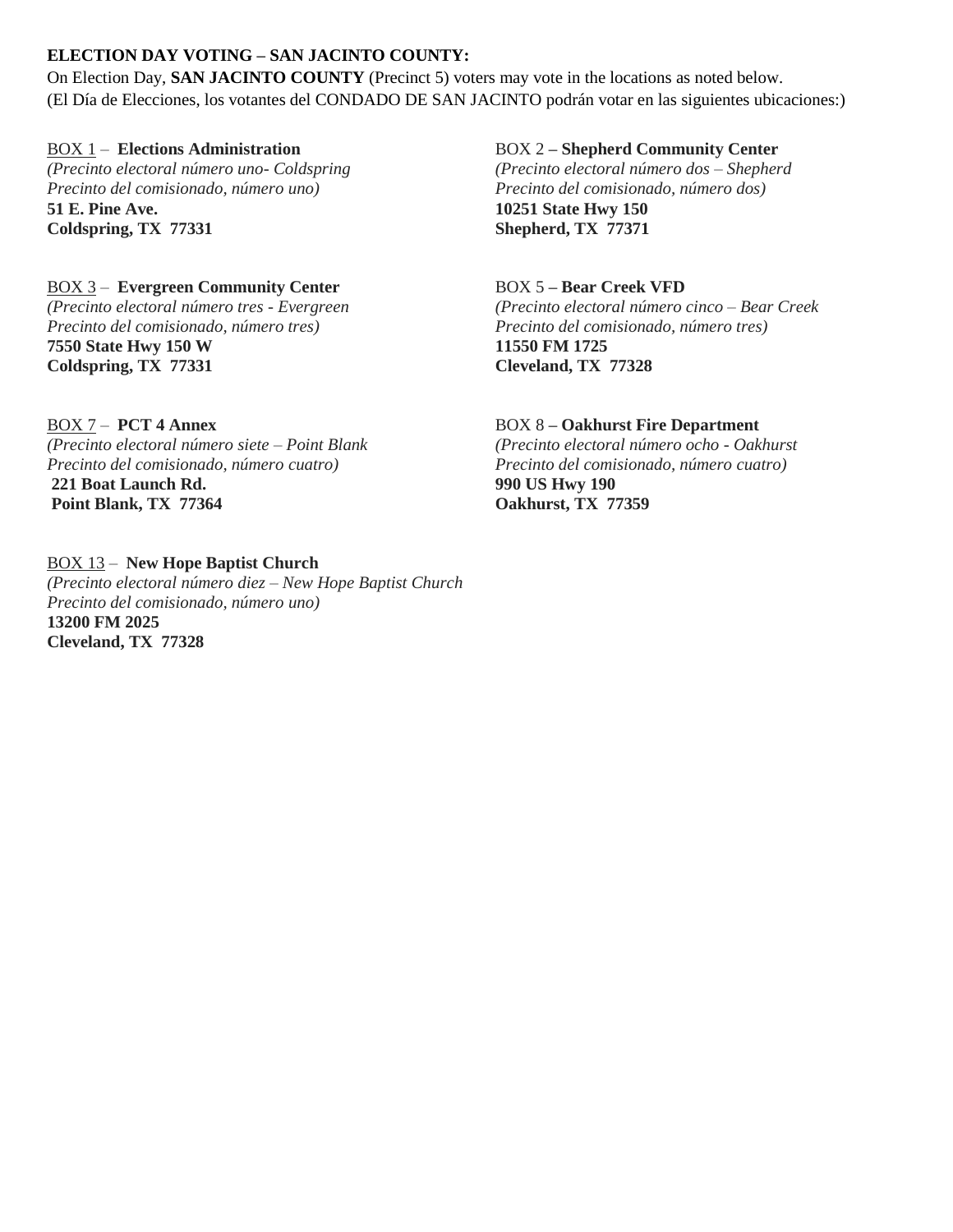**ELECTION DAY VOTING – SAN JACINTO COUNTY:**

On Election Day, **SAN JACINTO COUNTY** (Precinct 5) voters may vote in the locations as noted below.
(El Día de Elecciones, los votantes del CONDADO DE SAN JACINTO podrán votar en las siguientes ubicaciones:)

BOX 1 – **Elections Administration**
*(Precinto electoral número uno- Coldspring Precinto del comisionado, número uno)*
**51 E. Pine Ave.**
**Coldspring, TX 77331**

BOX 2 **– Shepherd Community Center**
*(Precinto electoral número dos – Shepherd Precinto del comisionado, número dos)*
**10251 State Hwy 150**
**Shepherd, TX 77371**

BOX 3 – **Evergreen Community Center**
*(Precinto electoral número tres - Evergreen Precinto del comisionado, número tres)*
**7550 State Hwy 150 W**
**Coldspring, TX 77331**

BOX 5 **– Bear Creek VFD**
*(Precinto electoral número cinco – Bear Creek Precinto del comisionado, número tres)*
**11550 FM 1725**
**Cleveland, TX 77328**

BOX 7 – **PCT 4 Annex**
*(Precinto electoral número siete – Point Blank Precinto del comisionado, número cuatro)*
**221 Boat Launch Rd.**
**Point Blank, TX 77364**

BOX 8 **– Oakhurst Fire Department**
*(Precinto electoral número ocho - Oakhurst Precinto del comisionado, número cuatro)*
**990 US Hwy 190**
**Oakhurst, TX 77359**

BOX 13 – **New Hope Baptist Church**
*(Precinto electoral número diez – New Hope Baptist Church Precinto del comisionado, número uno)*
**13200 FM 2025**
**Cleveland, TX 77328**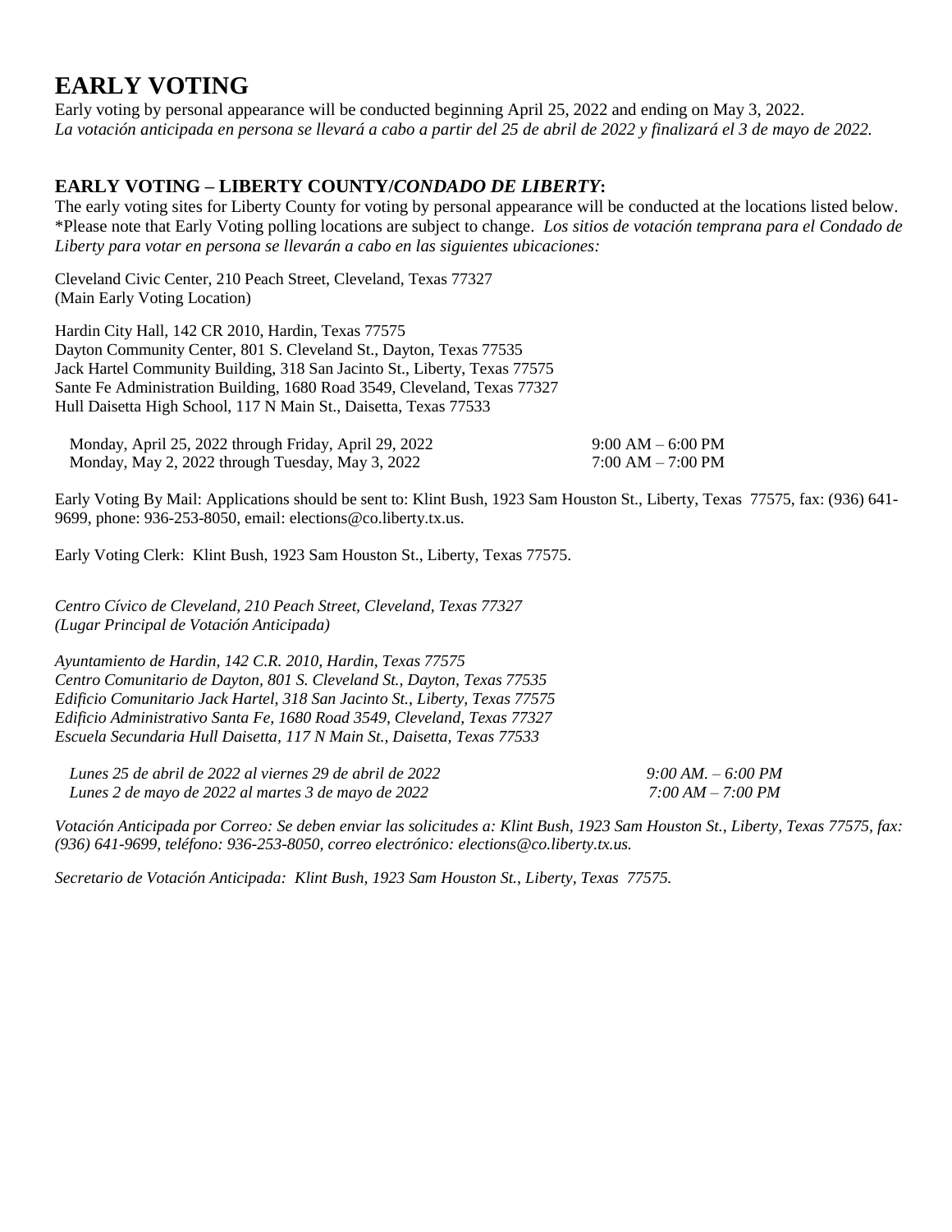# EARLY VOTING

Early voting by personal appearance will be conducted beginning April 25, 2022 and ending on May 3, 2022.
*La votación anticipada en persona se llevará a cabo a partir del 25 de abril de 2022 y finalizará el 3 de mayo de 2022.*

### EARLY VOTING – LIBERTY COUNTY/*CONDADO DE LIBERTY*:

The early voting sites for Liberty County for voting by personal appearance will be conducted at the locations listed below. *Please note that Early Voting polling locations are subject to change. *Los sitios de votación temprana para el Condado de Liberty para votar en persona se llevarán a cabo en las siguientes ubicaciones:*

Cleveland Civic Center, 210 Peach Street, Cleveland, Texas 77327
(Main Early Voting Location)

Hardin City Hall, 142 CR 2010, Hardin, Texas 77575
Dayton Community Center, 801 S. Cleveland St., Dayton, Texas 77535
Jack Hartel Community Building, 318 San Jacinto St., Liberty, Texas 77575
Sante Fe Administration Building, 1680 Road 3549, Cleveland, Texas 77327
Hull Daisetta High School, 117 N Main St., Daisetta, Texas 77533

| | |
|---|---|
| Monday, April 25, 2022 through Friday, April 29, 2022 | 9:00 AM – 6:00 PM |
| Monday, May 2, 2022 through Tuesday, May 3, 2022 | 7:00 AM – 7:00 PM |

Early Voting By Mail: Applications should be sent to: Klint Bush, 1923 Sam Houston St., Liberty, Texas 77575, fax: (936) 641-9699, phone: 936-253-8050, email: elections@co.liberty.tx.us.

Early Voting Clerk: Klint Bush, 1923 Sam Houston St., Liberty, Texas 77575.

*Centro Cívico de Cleveland, 210 Peach Street, Cleveland, Texas 77327*
*(Lugar Principal de Votación Anticipada)*

*Ayuntamiento de Hardin, 142 C.R. 2010, Hardin, Texas 77575*
*Centro Comunitario de Dayton, 801 S. Cleveland St., Dayton, Texas 77535*
*Edificio Comunitario Jack Hartel, 318 San Jacinto St., Liberty, Texas 77575*
*Edificio Administrativo Santa Fe, 1680 Road 3549, Cleveland, Texas 77327*
*Escuela Secundaria Hull Daisetta, 117 N Main St., Daisetta, Texas 77533*

| | |
|---|---|
| *Lunes 25 de abril de 2022 al viernes 29 de abril de 2022* | *9:00 AM. – 6:00 PM* |
| *Lunes 2 de mayo de 2022 al martes 3 de mayo de 2022* | *7:00 AM – 7:00 PM* |

*Votación Anticipada por Correo: Se deben enviar las solicitudes a: Klint Bush, 1923 Sam Houston St., Liberty, Texas 77575, fax: (936) 641-9699, teléfono: 936-253-8050, correo electrónico: elections@co.liberty.tx.us.*

*Secretario de Votación Anticipada: Klint Bush, 1923 Sam Houston St., Liberty, Texas 77575.*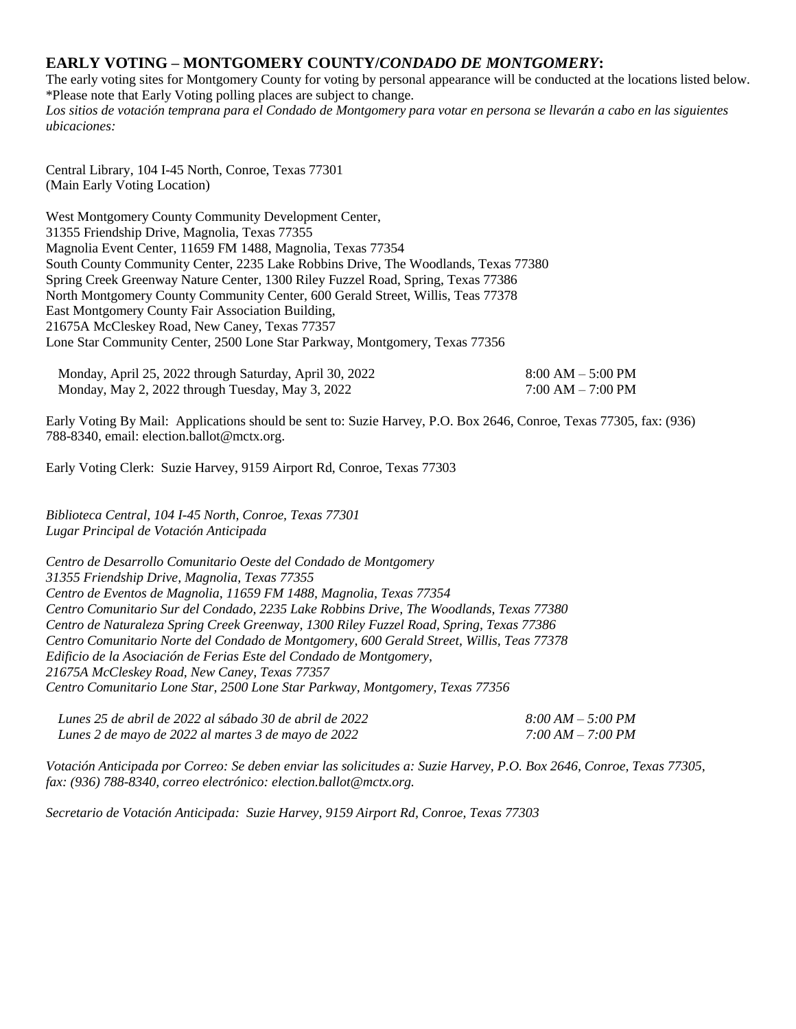## EARLY VOTING – MONTGOMERY COUNTY/*CONDADO DE MONTGOMERY*:

The early voting sites for Montgomery County for voting by personal appearance will be conducted at the locations listed below. *Please note that Early Voting polling places are subject to change.

*Los sitios de votación temprana para el Condado de Montgomery para votar en persona se llevarán a cabo en las siguientes ubicaciones:*

Central Library, 104 I-45 North, Conroe, Texas 77301
(Main Early Voting Location)

West Montgomery County Community Development Center,
31355 Friendship Drive, Magnolia, Texas 77355
Magnolia Event Center, 11659 FM 1488, Magnolia, Texas 77354
South County Community Center, 2235 Lake Robbins Drive, The Woodlands, Texas 77380
Spring Creek Greenway Nature Center, 1300 Riley Fuzzel Road, Spring, Texas 77386
North Montgomery County Community Center, 600 Gerald Street, Willis, Teas 77378
East Montgomery County Fair Association Building,
21675A McCleskey Road, New Caney, Texas 77357
Lone Star Community Center, 2500 Lone Star Parkway, Montgomery, Texas 77356

| | |
|---|---|
| Monday, April 25, 2022 through Saturday, April 30, 2022 | 8:00 AM – 5:00 PM |
| Monday, May 2, 2022 through Tuesday, May 3, 2022 | 7:00 AM – 7:00 PM |

Early Voting By Mail: Applications should be sent to: Suzie Harvey, P.O. Box 2646, Conroe, Texas 77305, fax: (936) 788-8340, email: election.ballot@mctx.org.

Early Voting Clerk: Suzie Harvey, 9159 Airport Rd, Conroe, Texas 77303

*Biblioteca Central, 104 I-45 North, Conroe, Texas 77301*
*Lugar Principal de Votación Anticipada*

*Centro de Desarrollo Comunitario Oeste del Condado de Montgomery*
*31355 Friendship Drive, Magnolia, Texas 77355*
*Centro de Eventos de Magnolia, 11659 FM 1488, Magnolia, Texas 77354*
*Centro Comunitario Sur del Condado, 2235 Lake Robbins Drive, The Woodlands, Texas 77380*
*Centro de Naturaleza Spring Creek Greenway, 1300 Riley Fuzzel Road, Spring, Texas 77386*
*Centro Comunitario Norte del Condado de Montgomery, 600 Gerald Street, Willis, Teas 77378*
*Edificio de la Asociación de Ferias Este del Condado de Montgomery,*
*21675A McCleskey Road, New Caney, Texas 77357*
*Centro Comunitario Lone Star, 2500 Lone Star Parkway, Montgomery, Texas 77356*

| | |
|---|---|
| *Lunes 25 de abril de 2022 al sábado 30 de abril de 2022* | *8:00 AM – 5:00 PM* |
| *Lunes 2 de mayo de 2022 al martes 3 de mayo de 2022* | *7:00 AM – 7:00 PM* |

*Votación Anticipada por Correo: Se deben enviar las solicitudes a: Suzie Harvey, P.O. Box 2646, Conroe, Texas 77305, fax: (936) 788-8340, correo electrónico: election.ballot@mctx.org.*

*Secretario de Votación Anticipada: Suzie Harvey, 9159 Airport Rd, Conroe, Texas 77303*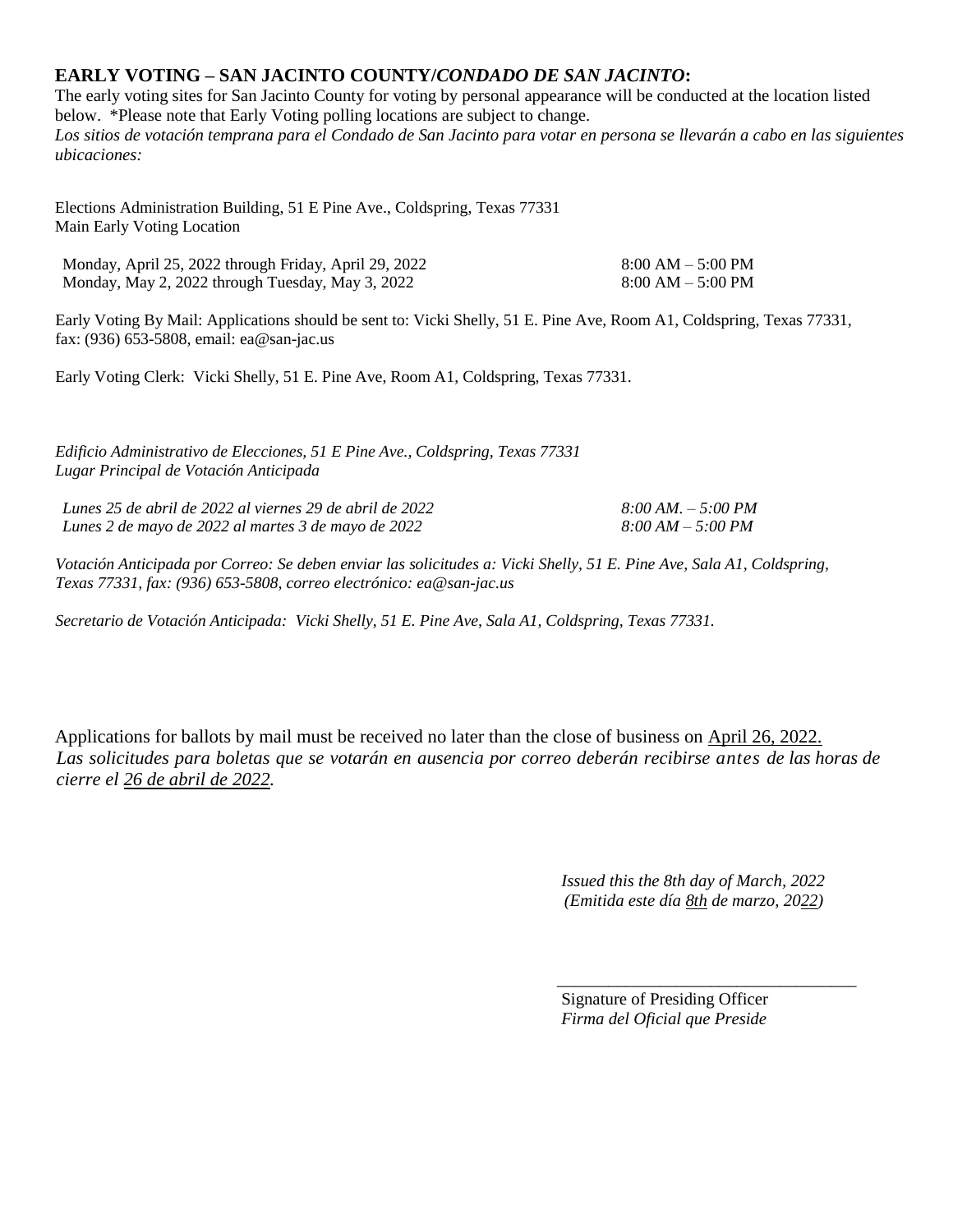**EARLY VOTING – SAN JACINTO COUNTY/*CONDADO DE SAN JACINTO*:**

The early voting sites for San Jacinto County for voting by personal appearance will be conducted at the location listed below. *Please note that Early Voting polling locations are subject to change.

*Los sitios de votación temprana para el Condado de San Jacinto para votar en persona se llevarán a cabo en las siguientes ubicaciones:*

Elections Administration Building, 51 E Pine Ave., Coldspring, Texas 77331
Main Early Voting Location

| | |
|---|---|
| Monday, April 25, 2022 through Friday, April 29, 2022 | 8:00 AM – 5:00 PM |
| Monday, May 2, 2022 through Tuesday, May 3, 2022 | 8:00 AM – 5:00 PM |

Early Voting By Mail: Applications should be sent to: Vicki Shelly, 51 E. Pine Ave, Room A1, Coldspring, Texas 77331, fax: (936) 653-5808, email: ea@san-jac.us

Early Voting Clerk: Vicki Shelly, 51 E. Pine Ave, Room A1, Coldspring, Texas 77331.

*Edificio Administrativo de Elecciones, 51 E Pine Ave., Coldspring, Texas 77331*
*Lugar Principal de Votación Anticipada*

| | |
|---|---|
| *Lunes 25 de abril de 2022 al viernes 29 de abril de 2022* | *8:00 AM. – 5:00 PM* |
| *Lunes 2 de mayo de 2022 al martes 3 de mayo de 2022* | *8:00 AM – 5:00 PM* |

*Votación Anticipada por Correo: Se deben enviar las solicitudes a: Vicki Shelly, 51 E. Pine Ave, Sala A1, Coldspring, Texas 77331, fax: (936) 653-5808, correo electrónico: ea@san-jac.us*

*Secretario de Votación Anticipada: Vicki Shelly, 51 E. Pine Ave, Sala A1, Coldspring, Texas 77331.*

Applications for ballots by mail must be received no later than the close of business on April 26, 2022.
*Las solicitudes para boletas que se votarán en ausencia por correo deberán recibirse antes de las horas de cierre el 26 de abril de 2022.*

*Issued this the 8th day of March, 2022*
*(Emitida este día 8th de marzo, 2022)*

\_\_\_\_\_\_\_\_\_\_\_\_\_\_\_\_\_\_\_\_\_\_\_\_\_\_\_\_\_\_\_\_\_\_\_\_

Signature of Presiding Officer
*Firma del Oficial que Preside*